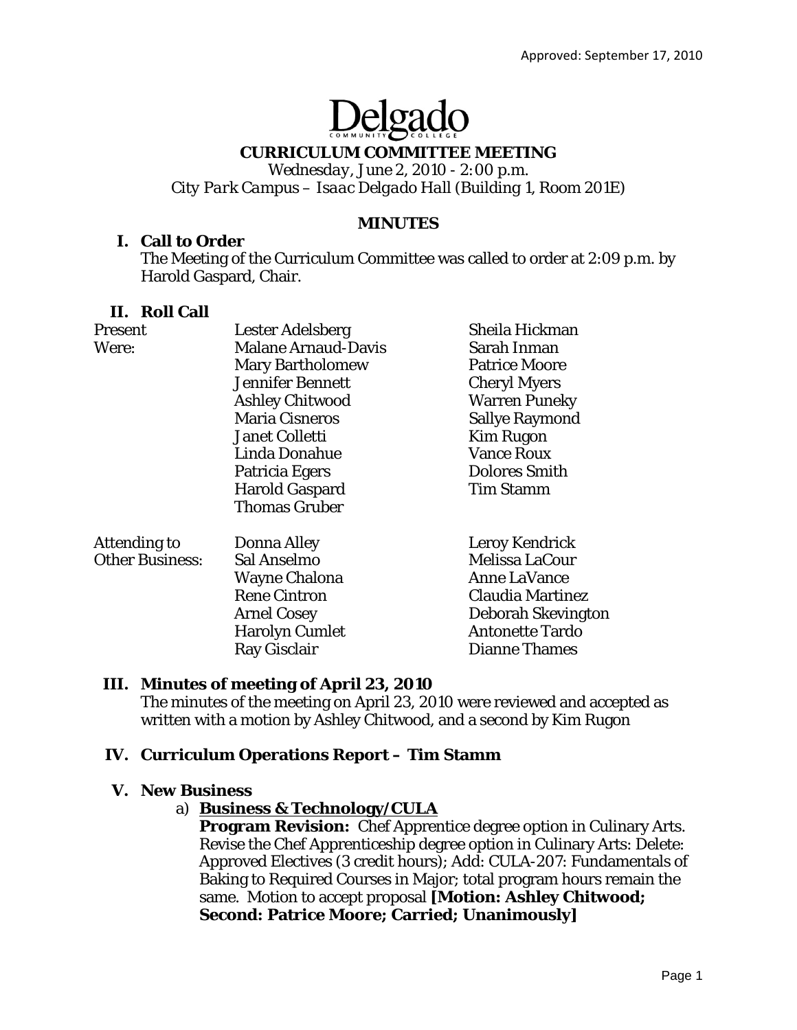Approved: September 17, 2010

Delgado Community College

# CURRICULUM COMMITTEE MEETING

*Wednesday, June 2, 2010 - 2:00 p.m.*
*City Park Campus – Isaac Delgado Hall (Building 1, Room 201E)*

## MINUTES

### I. Call to Order

The Meeting of the Curriculum Committee was called to order at 2:09 p.m. by Harold Gaspard, Chair.

### II. Roll Call

| | | |
|---|---|---|
| Present Were: | Lester Adelsberg | Sheila Hickman |
| | Malane Arnaud-Davis | Sarah Inman |
| | Mary Bartholomew | Patrice Moore |
| | Jennifer Bennett | Cheryl Myers |
| | Ashley Chitwood | Warren Puneky |
| | Maria Cisneros | Sallye Raymond |
| | Janet Colletti | Kim Rugon |
| | Linda Donahue | Vance Roux |
| | Patricia Egers | Dolores Smith |
| | Harold Gaspard | Tim Stamm |
| | Thomas Gruber | |
| Attending to Other Business: | Donna Alley | Leroy Kendrick |
| | Sal Anselmo | Melissa LaCour |
| | Wayne Chalona | Anne LaVance |
| | Rene Cintron | Claudia Martinez |
| | Arnel Cosey | Deborah Skevington |
| | Harolyn Cumlet | Antonette Tardo |
| | Ray Gisclair | Dianne Thames |

### III. Minutes of meeting of April 23, 2010

The minutes of the meeting on April 23, 2010 were reviewed and accepted as written with a motion by Ashley Chitwood, and a second by Kim Rugon

### IV. Curriculum Operations Report – Tim Stamm

### V. New Business

a) **Business & Technology/CULA**

**Program Revision:** Chef Apprentice degree option in Culinary Arts. Revise the Chef Apprenticeship degree option in Culinary Arts: Delete: Approved Electives (3 credit hours); Add: CULA-207: Fundamentals of Baking to Required Courses in Major; total program hours remain the same. Motion to accept proposal **[Motion: Ashley Chitwood; Second: Patrice Moore; Carried; Unanimously]**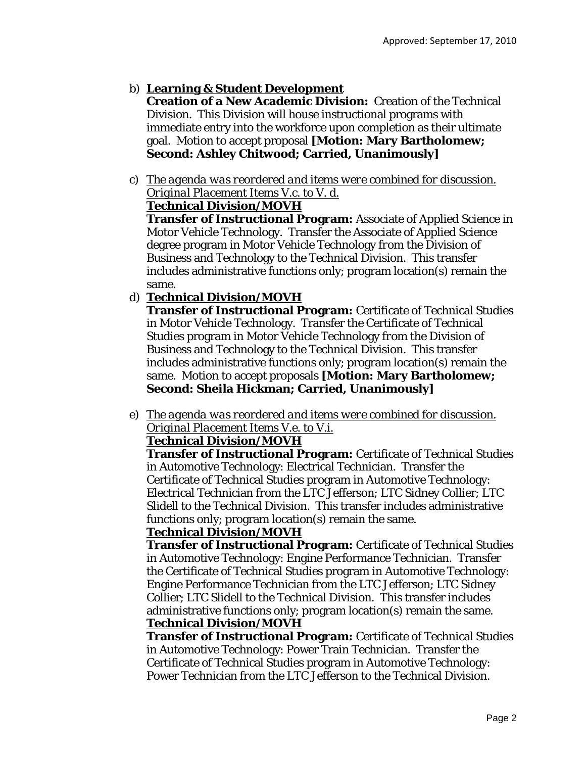Approved: September 17, 2010

b) **Learning & Student Development**
**Creation of a New Academic Division:** Creation of the Technical Division. This Division will house instructional programs with immediate entry into the workforce upon completion as their ultimate goal. Motion to accept proposal **[Motion: Mary Bartholomew; Second: Ashley Chitwood; Carried, Unanimously]**

c) *The agenda was reordered and items were combined for discussion. Original Placement Items V.c. to V. d.*
**Technical Division/MOVH**
**Transfer of Instructional Program:** Associate of Applied Science in Motor Vehicle Technology. Transfer the Associate of Applied Science degree program in Motor Vehicle Technology from the Division of Business and Technology to the Technical Division. This transfer includes administrative functions only; program location(s) remain the same.

d) **Technical Division/MOVH**
**Transfer of Instructional Program:** Certificate of Technical Studies in Motor Vehicle Technology. Transfer the Certificate of Technical Studies program in Motor Vehicle Technology from the Division of Business and Technology to the Technical Division. This transfer includes administrative functions only; program location(s) remain the same. Motion to accept proposals **[Motion: Mary Bartholomew; Second: Sheila Hickman; Carried, Unanimously]**

e) *The agenda was reordered and items were combined for discussion. Original Placement Items V.e. to V.i.*
**Technical Division/MOVH**
**Transfer of Instructional Program:** Certificate of Technical Studies in Automotive Technology: Electrical Technician. Transfer the Certificate of Technical Studies program in Automotive Technology: Electrical Technician from the LTC Jefferson; LTC Sidney Collier; LTC Slidell to the Technical Division. This transfer includes administrative functions only; program location(s) remain the same.
**Technical Division/MOVH**
**Transfer of Instructional Program:** Certificate of Technical Studies in Automotive Technology: Engine Performance Technician. Transfer the Certificate of Technical Studies program in Automotive Technology: Engine Performance Technician from the LTC Jefferson; LTC Sidney Collier; LTC Slidell to the Technical Division. This transfer includes administrative functions only; program location(s) remain the same.
**Technical Division/MOVH**
**Transfer of Instructional Program:** Certificate of Technical Studies in Automotive Technology: Power Train Technician. Transfer the Certificate of Technical Studies program in Automotive Technology: Power Technician from the LTC Jefferson to the Technical Division.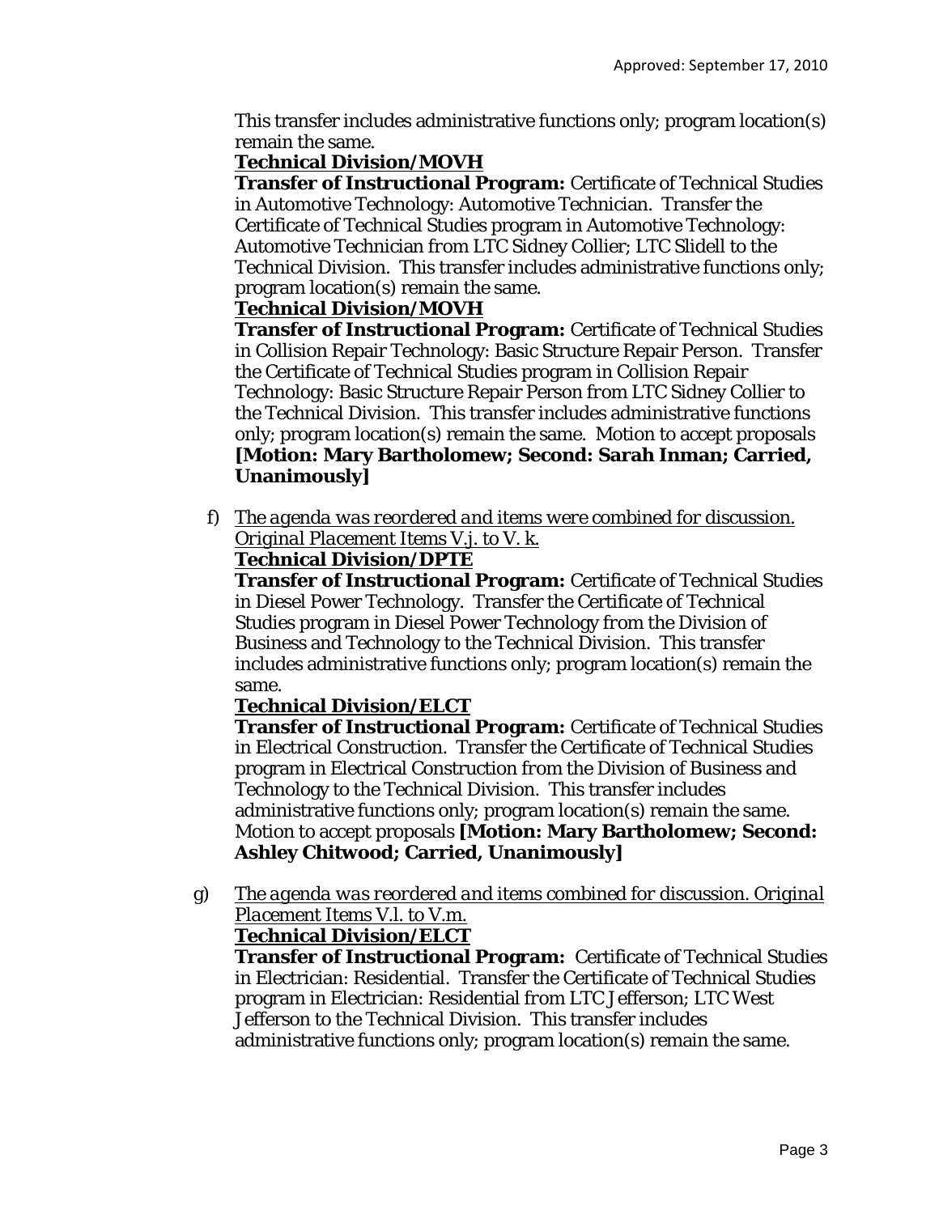This transfer includes administrative functions only; program location(s) remain the same.

**Technical Division/MOVH**

**Transfer of Instructional Program:** Certificate of Technical Studies in Automotive Technology: Automotive Technician. Transfer the Certificate of Technical Studies program in Automotive Technology: Automotive Technician from LTC Sidney Collier; LTC Slidell to the Technical Division. This transfer includes administrative functions only; program location(s) remain the same.

**Technical Division/MOVH**

**Transfer of Instructional Program:** Certificate of Technical Studies in Collision Repair Technology: Basic Structure Repair Person. Transfer the Certificate of Technical Studies program in Collision Repair Technology: Basic Structure Repair Person from LTC Sidney Collier to the Technical Division. This transfer includes administrative functions only; program location(s) remain the same. Motion to accept proposals **[Motion: Mary Bartholomew; Second: Sarah Inman; Carried, Unanimously]**

f) *The agenda was reordered and items were combined for discussion. Original Placement Items V.j. to V. k.*

**Technical Division/DPTE**

**Transfer of Instructional Program:** Certificate of Technical Studies in Diesel Power Technology. Transfer the Certificate of Technical Studies program in Diesel Power Technology from the Division of Business and Technology to the Technical Division. This transfer includes administrative functions only; program location(s) remain the same.

**Technical Division/ELCT**

**Transfer of Instructional Program:** Certificate of Technical Studies in Electrical Construction. Transfer the Certificate of Technical Studies program in Electrical Construction from the Division of Business and Technology to the Technical Division. This transfer includes administrative functions only; program location(s) remain the same. Motion to accept proposals **[Motion: Mary Bartholomew; Second: Ashley Chitwood; Carried, Unanimously]**

g) *The agenda was reordered and items combined for discussion. Original Placement Items V.l. to V.m.*

**Technical Division/ELCT**

**Transfer of Instructional Program:** Certificate of Technical Studies in Electrician: Residential. Transfer the Certificate of Technical Studies program in Electrician: Residential from LTC Jefferson; LTC West Jefferson to the Technical Division. This transfer includes administrative functions only; program location(s) remain the same.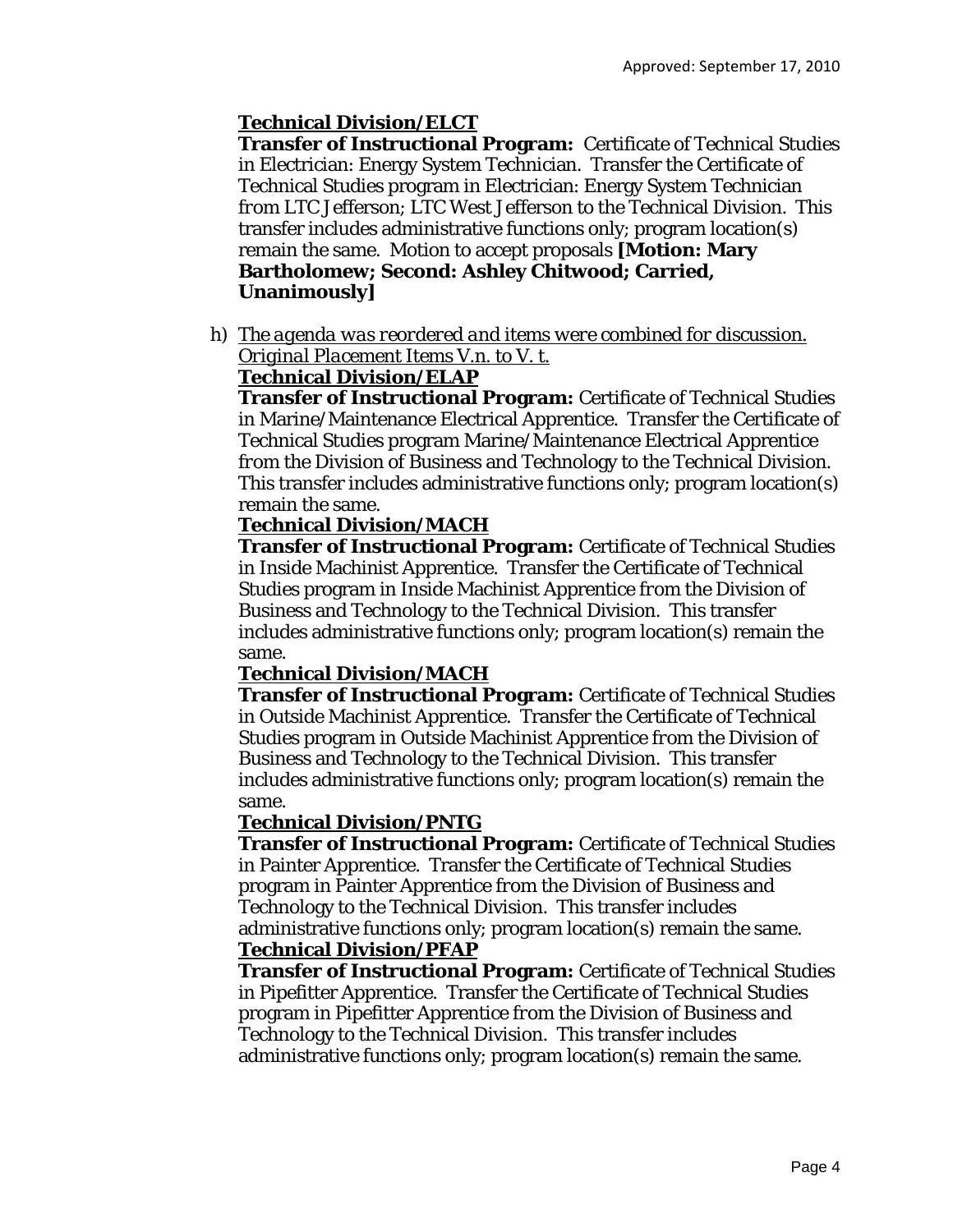**Technical Division/ELCT**

**Transfer of Instructional Program:** Certificate of Technical Studies in Electrician: Energy System Technician. Transfer the Certificate of Technical Studies program in Electrician: Energy System Technician *from* LTC Jefferson; LTC West Jefferson to the Technical Division. This transfer includes administrative functions only; program location(s) remain the same. Motion to accept proposals **[Motion: Mary Bartholomew; Second: Ashley Chitwood; Carried, Unanimously]**

h) *The agenda was reordered and items were combined for discussion. Original Placement Items V.n. to V. t.*

**Technical Division/ELAP**

**Transfer of Instructional Program:** Certificate of Technical Studies in Marine/Maintenance Electrical Apprentice. Transfer the Certificate of Technical Studies program Marine/Maintenance Electrical Apprentice *from* the Division of Business and Technology to the Technical Division. This transfer includes administrative functions only; program location(s) remain the same.

**Technical Division/MACH**

**Transfer of Instructional Program:** Certificate of Technical Studies in Inside Machinist Apprentice. Transfer the Certificate of Technical Studies program in Inside Machinist Apprentice *from* the Division of Business and Technology to the Technical Division. This transfer includes administrative functions only; program location(s) remain the same.

**Technical Division/MACH**

**Transfer of Instructional Program:** Certificate of Technical Studies in Outside Machinist Apprentice. Transfer the Certificate of Technical Studies program in Outside Machinist Apprentice *from* the Division of Business and Technology to the Technical Division. This transfer includes administrative functions only; program location(s) remain the same.

**Technical Division/PNTG**

**Transfer of Instructional Program:** Certificate of Technical Studies in Painter Apprentice. Transfer the Certificate of Technical Studies program in Painter Apprentice *from* the Division of Business and Technology to the Technical Division. This transfer includes administrative functions only; program location(s) remain the same.

**Technical Division/PFAP**

**Transfer of Instructional Program:** Certificate of Technical Studies in Pipefitter Apprentice. Transfer the Certificate of Technical Studies program in Pipefitter Apprentice *from* the Division of Business and Technology to the Technical Division. This transfer includes administrative functions only; program location(s) remain the same.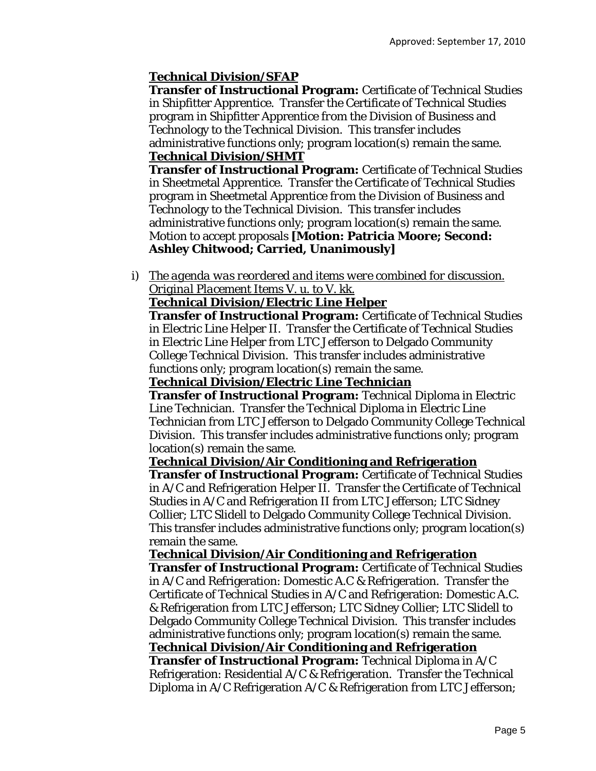**Technical Division/SFAP**

**Transfer of Instructional Program:** Certificate of Technical Studies in Shipfitter Apprentice. Transfer the Certificate of Technical Studies program in Shipfitter Apprentice *from* the Division of Business and Technology to the Technical Division. This transfer includes administrative functions only; program location(s) remain the same.

**Technical Division/SHMT**

**Transfer of Instructional Program:** Certificate of Technical Studies in Sheetmetal Apprentice. Transfer the Certificate of Technical Studies program in Sheetmetal Apprentice *from* the Division of Business and Technology to the Technical Division. This transfer includes administrative functions only; program location(s) remain the same. Motion to accept proposals **[Motion: Patricia Moore; Second: Ashley Chitwood; Carried, Unanimously]**

i) *The agenda was reordered and items were combined for discussion. Original Placement Items V. u. to V. kk.*

**Technical Division/Electric Line Helper**

**Transfer of Instructional Program:** Certificate of Technical Studies in Electric Line Helper II. Transfer the Certificate of Technical Studies in Electric Line Helper *from* LTC Jefferson to Delgado Community College Technical Division. This transfer includes administrative functions only; program location(s) remain the same.

**Technical Division/Electric Line Technician**

**Transfer of Instructional Program:** Technical Diploma in Electric Line Technician. Transfer the Technical Diploma in Electric Line Technician *from* LTC Jefferson to Delgado Community College Technical Division. This transfer includes administrative functions only; program location(s) remain the same.

**Technical Division/Air Conditioning and Refrigeration**

**Transfer of Instructional Program:** Certificate of Technical Studies in A/C and Refrigeration Helper II. Transfer the Certificate of Technical Studies in A/C and Refrigeration II *from* LTC Jefferson; LTC Sidney Collier; LTC Slidell to Delgado Community College Technical Division. This transfer includes administrative functions only; program location(s) remain the same.

**Technical Division/Air Conditioning and Refrigeration**

**Transfer of Instructional Program:** Certificate of Technical Studies in A/C and Refrigeration: Domestic A.C & Refrigeration. Transfer the Certificate of Technical Studies in A/C and Refrigeration: Domestic A.C. & Refrigeration *from* LTC Jefferson; LTC Sidney Collier; LTC Slidell to Delgado Community College Technical Division. This transfer includes administrative functions only; program location(s) remain the same.

**Technical Division/Air Conditioning and Refrigeration**

**Transfer of Instructional Program:** Technical Diploma in A/C Refrigeration: Residential A/C & Refrigeration. Transfer the Technical Diploma in A/C Refrigeration A/C & Refrigeration *from* LTC Jefferson;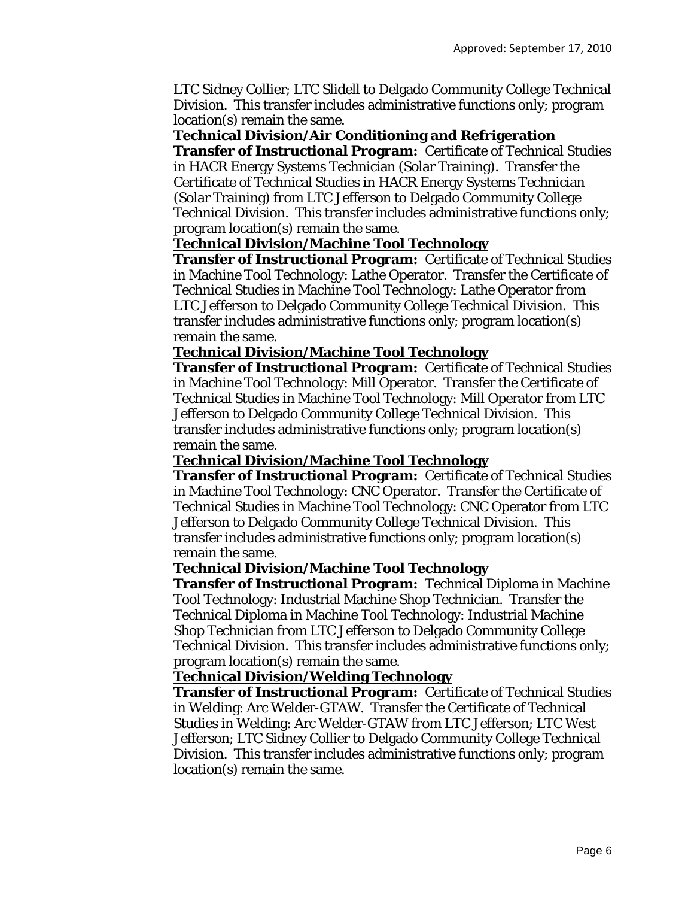LTC Sidney Collier; LTC Slidell to Delgado Community College Technical Division. This transfer includes administrative functions only; program location(s) remain the same.

**Technical Division/Air Conditioning and Refrigeration**

**Transfer of Instructional Program:** Certificate of Technical Studies in HACR Energy Systems Technician (Solar Training). Transfer the Certificate of Technical Studies in HACR Energy Systems Technician (Solar Training) *from* LTC Jefferson to Delgado Community College Technical Division. This transfer includes administrative functions only; program location(s) remain the same.

**Technical Division/Machine Tool Technology**

**Transfer of Instructional Program:** Certificate of Technical Studies in Machine Tool Technology: Lathe Operator. Transfer the Certificate of Technical Studies in Machine Tool Technology: Lathe Operator *from* LTC Jefferson to Delgado Community College Technical Division. This transfer includes administrative functions only; program location(s) remain the same.

**Technical Division/Machine Tool Technology**

**Transfer of Instructional Program:** Certificate of Technical Studies in Machine Tool Technology: Mill Operator. Transfer the Certificate of Technical Studies in Machine Tool Technology: Mill Operator *from* LTC Jefferson to Delgado Community College Technical Division. This transfer includes administrative functions only; program location(s) remain the same.

**Technical Division/Machine Tool Technology**

**Transfer of Instructional Program:** Certificate of Technical Studies in Machine Tool Technology: CNC Operator. Transfer the Certificate of Technical Studies in Machine Tool Technology: CNC Operator *from* LTC Jefferson to Delgado Community College Technical Division. This transfer includes administrative functions only; program location(s) remain the same.

**Technical Division/Machine Tool Technology**

**Transfer of Instructional Program:** Technical Diploma in Machine Tool Technology: Industrial Machine Shop Technician. Transfer the Technical Diploma in Machine Tool Technology: Industrial Machine Shop Technician *from* LTC Jefferson to Delgado Community College Technical Division. This transfer includes administrative functions only; program location(s) remain the same.

**Technical Division/Welding Technology**

**Transfer of Instructional Program:** Certificate of Technical Studies in Welding: Arc Welder-GTAW. Transfer the Certificate of Technical Studies in Welding: Arc Welder-GTAW *from* LTC Jefferson; LTC West Jefferson; LTC Sidney Collier to Delgado Community College Technical Division. This transfer includes administrative functions only; program location(s) remain the same.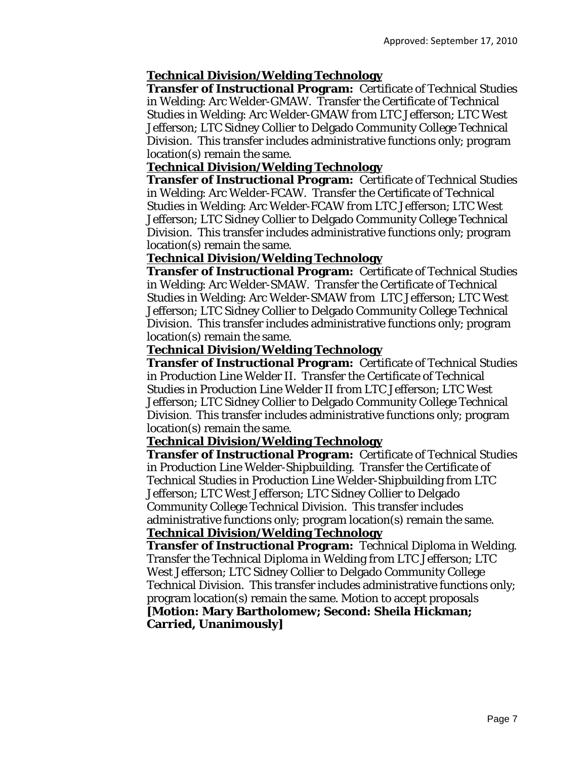**Technical Division/Welding Technology**

**Transfer of Instructional Program:** Certificate of Technical Studies in Welding: Arc Welder-GMAW. Transfer the Certificate of Technical Studies in Welding: Arc Welder-GMAW *from* LTC Jefferson; LTC West Jefferson; LTC Sidney Collier to Delgado Community College Technical Division. This transfer includes administrative functions only; program location(s) remain the same.

**Technical Division/Welding Technology**

**Transfer of Instructional Program:** Certificate of Technical Studies in Welding: Arc Welder-FCAW. Transfer the Certificate of Technical Studies in Welding: Arc Welder-FCAW *from* LTC Jefferson; LTC West Jefferson; LTC Sidney Collier to Delgado Community College Technical Division. This transfer includes administrative functions only; program location(s) remain the same.

**Technical Division/Welding Technology**

**Transfer of Instructional Program:** Certificate of Technical Studies in Welding: Arc Welder-SMAW. Transfer the Certificate of Technical Studies in Welding: Arc Welder-SMAW *from* LTC Jefferson; LTC West Jefferson; LTC Sidney Collier to Delgado Community College Technical Division. This transfer includes administrative functions only; program location(s) remain the same.

**Technical Division/Welding Technology**

**Transfer of Instructional Program:** Certificate of Technical Studies in Production Line Welder II. Transfer the Certificate of Technical Studies in Production Line Welder II *from* LTC Jefferson; LTC West Jefferson; LTC Sidney Collier to Delgado Community College Technical Division. This transfer includes administrative functions only; program location(s) remain the same.

**Technical Division/Welding Technology**

**Transfer of Instructional Program:** Certificate of Technical Studies in Production Line Welder-Shipbuilding. Transfer the Certificate of Technical Studies in Production Line Welder-Shipbuilding *from* LTC Jefferson; LTC West Jefferson; LTC Sidney Collier to Delgado Community College Technical Division. This transfer includes administrative functions only; program location(s) remain the same.

**Technical Division/Welding Technology**

**Transfer of Instructional Program:** Technical Diploma in Welding. Transfer the Technical Diploma in Welding *from* LTC Jefferson; LTC West Jefferson; LTC Sidney Collier to Delgado Community College Technical Division. This transfer includes administrative functions only; program location(s) remain the same. Motion to accept proposals **[Motion: Mary Bartholomew; Second: Sheila Hickman; Carried, Unanimously]**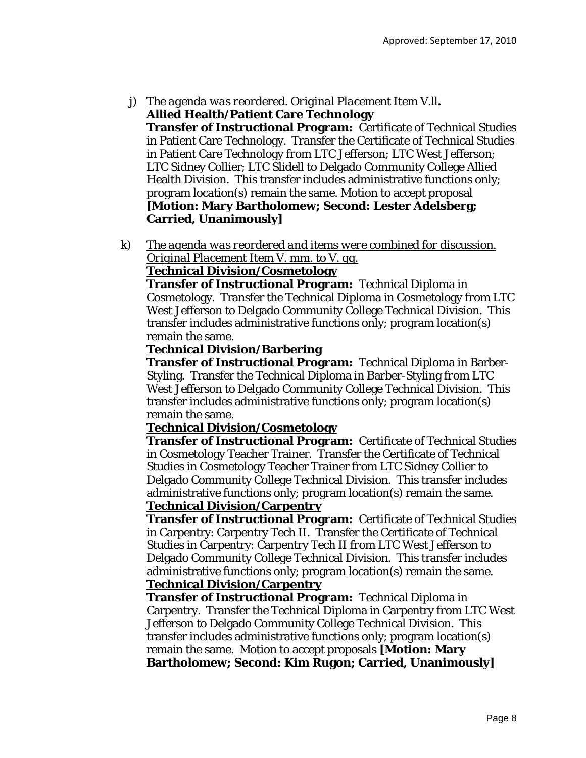j) <u>*The agenda was reordered. Original Placement Item V.ll*</u>**.**
**<u>Allied Health/Patient Care Technology</u>**
**Transfer of Instructional Program:** Certificate of Technical Studies in Patient Care Technology. Transfer the Certificate of Technical Studies in Patient Care Technology *from* LTC Jefferson; LTC West Jefferson; LTC Sidney Collier; LTC Slidell to Delgado Community College Allied Health Division. This transfer includes administrative functions only; program location(s) remain the same. Motion to accept proposal **[Motion: Mary Bartholomew; Second: Lester Adelsberg; Carried, Unanimously]**

k) <u>*The agenda was reordered and items were combined for discussion. Original Placement Item V. mm. to V. qq.*</u>
**<u>Technical Division/Cosmetology</u>**
**Transfer of Instructional Program:** Technical Diploma in Cosmetology. Transfer the Technical Diploma in Cosmetology *from* LTC West Jefferson to Delgado Community College Technical Division. This transfer includes administrative functions only; program location(s) remain the same.
**<u>Technical Division/Barbering</u>**
**Transfer of Instructional Program:** Technical Diploma in Barber-Styling. Transfer the Technical Diploma in Barber-Styling *from* LTC West Jefferson to Delgado Community College Technical Division. This transfer includes administrative functions only; program location(s) remain the same.
**<u>Technical Division/Cosmetology</u>**
**Transfer of Instructional Program:** Certificate of Technical Studies in Cosmetology Teacher Trainer. Transfer the Certificate of Technical Studies in Cosmetology Teacher Trainer *from* LTC Sidney Collier to Delgado Community College Technical Division. This transfer includes administrative functions only; program location(s) remain the same.
**<u>Technical Division/Carpentry</u>**
**Transfer of Instructional Program:** Certificate of Technical Studies in Carpentry: Carpentry Tech II. Transfer the Certificate of Technical Studies in Carpentry: Carpentry Tech II *from* LTC West Jefferson to Delgado Community College Technical Division. This transfer includes administrative functions only; program location(s) remain the same.
**<u>Technical Division/Carpentry</u>**
**Transfer of Instructional Program:** Technical Diploma in Carpentry. Transfer the Technical Diploma in Carpentry *from* LTC West Jefferson to Delgado Community College Technical Division. This transfer includes administrative functions only; program location(s) remain the same. Motion to accept proposals **[Motion: Mary Bartholomew; Second: Kim Rugon; Carried, Unanimously]**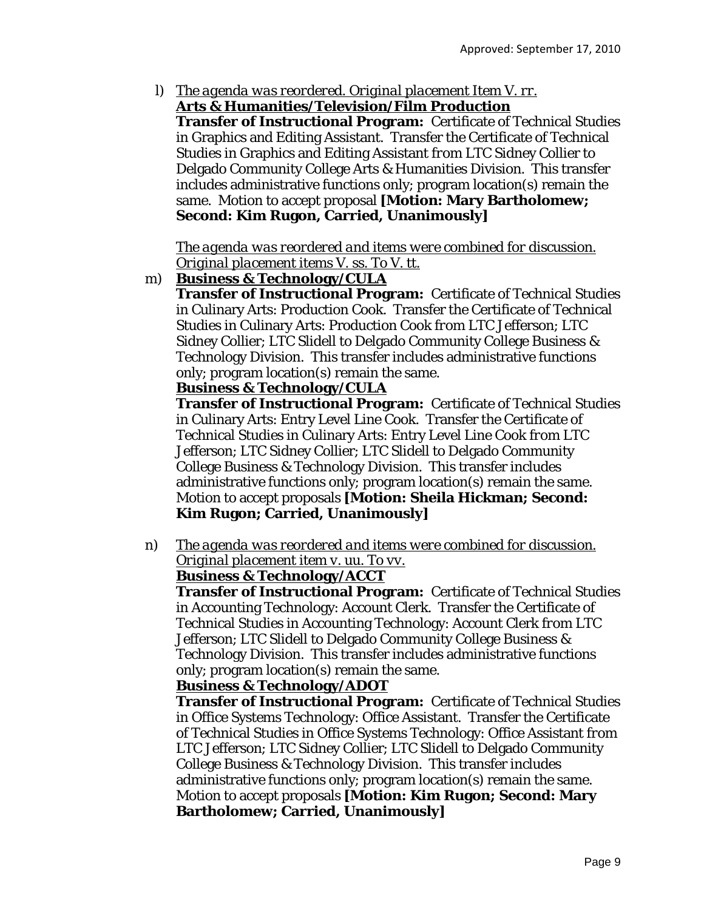l) *The agenda was reordered. Original placement Item V. rr.*

**Arts & Humanities/Television/Film Production**

**Transfer of Instructional Program:** Certificate of Technical Studies in Graphics and Editing Assistant. Transfer the Certificate of Technical Studies in Graphics and Editing Assistant from LTC Sidney Collier to Delgado Community College Arts & Humanities Division. This transfer includes administrative functions only; program location(s) remain the same. Motion to accept proposal **[Motion: Mary Bartholomew; Second: Kim Rugon, Carried, Unanimously]**

*The agenda was reordered and items were combined for discussion. Original placement items V. ss. To V. tt.*

m) **Business & Technology/CULA**

**Transfer of Instructional Program:** Certificate of Technical Studies in Culinary Arts: Production Cook. Transfer the Certificate of Technical Studies in Culinary Arts: Production Cook from LTC Jefferson; LTC Sidney Collier; LTC Slidell to Delgado Community College Business & Technology Division. This transfer includes administrative functions only; program location(s) remain the same.

**Business & Technology/CULA**

**Transfer of Instructional Program:** Certificate of Technical Studies in Culinary Arts: Entry Level Line Cook. Transfer the Certificate of Technical Studies in Culinary Arts: Entry Level Line Cook from LTC Jefferson; LTC Sidney Collier; LTC Slidell to Delgado Community College Business & Technology Division. This transfer includes administrative functions only; program location(s) remain the same. Motion to accept proposals **[Motion: Sheila Hickman; Second: Kim Rugon; Carried, Unanimously]**

n) *The agenda was reordered and items were combined for discussion. Original placement item v. uu. To vv.*

**Business & Technology/ACCT**

**Transfer of Instructional Program:** Certificate of Technical Studies in Accounting Technology: Account Clerk. Transfer the Certificate of Technical Studies in Accounting Technology: Account Clerk from LTC Jefferson; LTC Slidell to Delgado Community College Business & Technology Division. This transfer includes administrative functions only; program location(s) remain the same.

**Business & Technology/ADOT**

**Transfer of Instructional Program:** Certificate of Technical Studies in Office Systems Technology: Office Assistant. Transfer the Certificate of Technical Studies in Office Systems Technology: Office Assistant from LTC Jefferson; LTC Sidney Collier; LTC Slidell to Delgado Community College Business & Technology Division. This transfer includes administrative functions only; program location(s) remain the same. Motion to accept proposals **[Motion: Kim Rugon; Second: Mary Bartholomew; Carried, Unanimously]**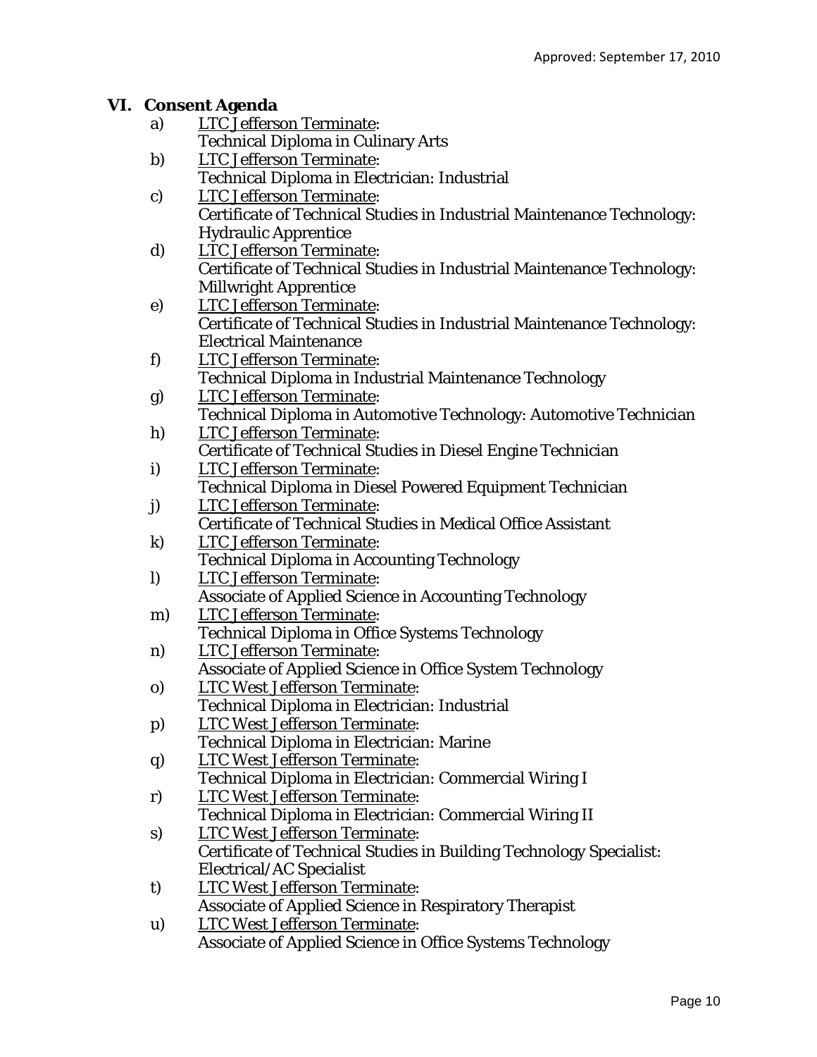Approved: September 17, 2010

## VI. Consent Agenda

a) LTC Jefferson Terminate:
   Technical Diploma in Culinary Arts

b) LTC Jefferson Terminate:
   Technical Diploma in Electrician: Industrial

c) LTC Jefferson Terminate:
   Certificate of Technical Studies in Industrial Maintenance Technology: Hydraulic Apprentice

d) LTC Jefferson Terminate:
   Certificate of Technical Studies in Industrial Maintenance Technology: Millwright Apprentice

e) LTC Jefferson Terminate:
   Certificate of Technical Studies in Industrial Maintenance Technology: Electrical Maintenance

f) LTC Jefferson Terminate:
   Technical Diploma in Industrial Maintenance Technology

g) LTC Jefferson Terminate:
   Technical Diploma in Automotive Technology: Automotive Technician

h) LTC Jefferson Terminate:
   Certificate of Technical Studies in Diesel Engine Technician

i) LTC Jefferson Terminate:
   Technical Diploma in Diesel Powered Equipment Technician

j) LTC Jefferson Terminate:
   Certificate of Technical Studies in Medical Office Assistant

k) LTC Jefferson Terminate:
   Technical Diploma in Accounting Technology

l) LTC Jefferson Terminate:
   Associate of Applied Science in Accounting Technology

m) LTC Jefferson Terminate:
   Technical Diploma in Office Systems Technology

n) LTC Jefferson Terminate:
   Associate of Applied Science in Office System Technology

o) LTC West Jefferson Terminate:
   Technical Diploma in Electrician: Industrial

p) LTC West Jefferson Terminate:
   Technical Diploma in Electrician: Marine

q) LTC West Jefferson Terminate:
   Technical Diploma in Electrician: Commercial Wiring I

r) LTC West Jefferson Terminate:
   Technical Diploma in Electrician: Commercial Wiring II

s) LTC West Jefferson Terminate:
   Certificate of Technical Studies in Building Technology Specialist: Electrical/AC Specialist

t) LTC West Jefferson Terminate:
   Associate of Applied Science in Respiratory Therapist

u) LTC West Jefferson Terminate:
   Associate of Applied Science in Office Systems Technology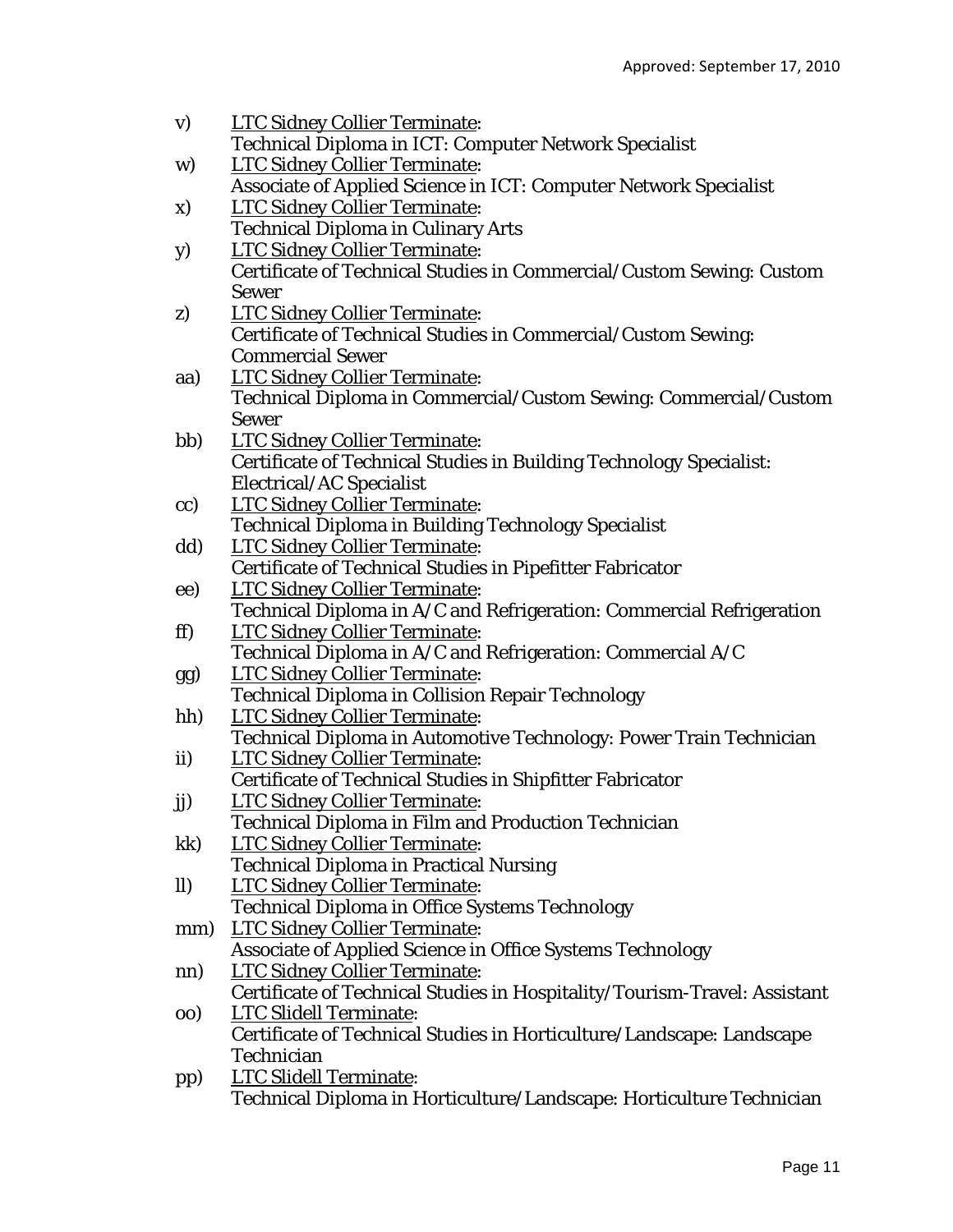v) LTC Sidney Collier Terminate:
Technical Diploma in ICT: Computer Network Specialist

w) LTC Sidney Collier Terminate:
Associate of Applied Science in ICT: Computer Network Specialist

x) LTC Sidney Collier Terminate:
Technical Diploma in Culinary Arts

y) LTC Sidney Collier Terminate:
Certificate of Technical Studies in Commercial/Custom Sewing: Custom Sewer

z) LTC Sidney Collier Terminate:
Certificate of Technical Studies in Commercial/Custom Sewing: Commercial Sewer

aa) LTC Sidney Collier Terminate:
Technical Diploma in Commercial/Custom Sewing: Commercial/Custom Sewer

bb) LTC Sidney Collier Terminate:
Certificate of Technical Studies in Building Technology Specialist: Electrical/AC Specialist

cc) LTC Sidney Collier Terminate:
Technical Diploma in Building Technology Specialist

dd) LTC Sidney Collier Terminate:
Certificate of Technical Studies in Pipefitter Fabricator

ee) LTC Sidney Collier Terminate:
Technical Diploma in A/C and Refrigeration: Commercial Refrigeration

ff) LTC Sidney Collier Terminate:
Technical Diploma in A/C and Refrigeration: Commercial A/C

gg) LTC Sidney Collier Terminate:
Technical Diploma in Collision Repair Technology

hh) LTC Sidney Collier Terminate:
Technical Diploma in Automotive Technology: Power Train Technician

ii) LTC Sidney Collier Terminate:
Certificate of Technical Studies in Shipfitter Fabricator

jj) LTC Sidney Collier Terminate:
Technical Diploma in Film and Production Technician

kk) LTC Sidney Collier Terminate:
Technical Diploma in Practical Nursing

ll) LTC Sidney Collier Terminate:
Technical Diploma in Office Systems Technology

mm) LTC Sidney Collier Terminate:
Associate of Applied Science in Office Systems Technology

nn) LTC Sidney Collier Terminate:
Certificate of Technical Studies in Hospitality/Tourism-Travel: Assistant

oo) LTC Slidell Terminate:
Certificate of Technical Studies in Horticulture/Landscape: Landscape Technician

pp) LTC Slidell Terminate:
Technical Diploma in Horticulture/Landscape: Horticulture Technician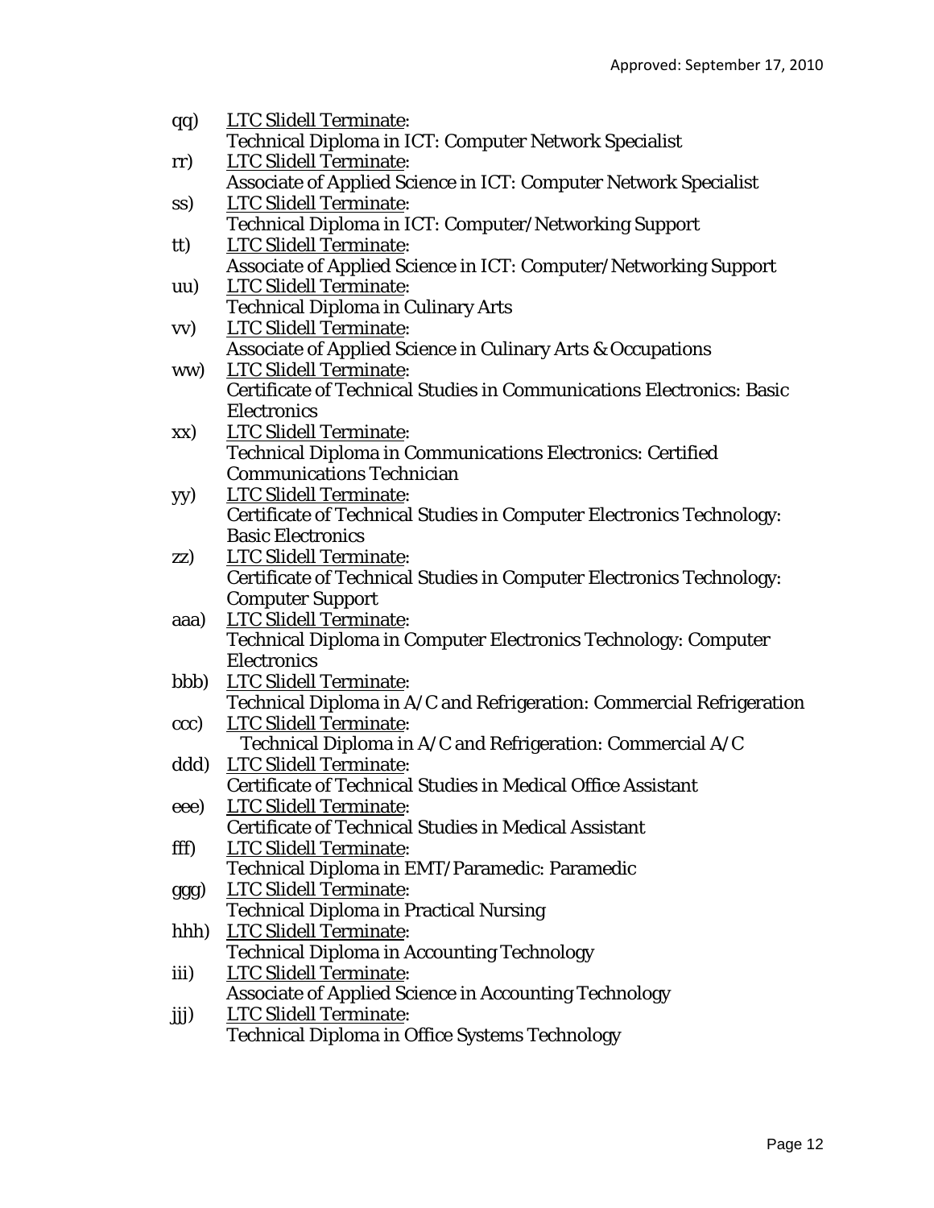qq) <u>LTC Slidell Terminate</u>:
Technical Diploma in ICT: Computer Network Specialist

rr) <u>LTC Slidell Terminate</u>:
Associate of Applied Science in ICT: Computer Network Specialist

ss) <u>LTC Slidell Terminate</u>:
Technical Diploma in ICT: Computer/Networking Support

tt) <u>LTC Slidell Terminate</u>:
Associate of Applied Science in ICT: Computer/Networking Support

uu) <u>LTC Slidell Terminate</u>:
Technical Diploma in Culinary Arts

vv) <u>LTC Slidell Terminate</u>:
Associate of Applied Science in Culinary Arts & Occupations

ww) <u>LTC Slidell Terminate</u>:
Certificate of Technical Studies in Communications Electronics: Basic Electronics

xx) <u>LTC Slidell Terminate</u>:
Technical Diploma in Communications Electronics: Certified Communications Technician

yy) <u>LTC Slidell Terminate</u>:
Certificate of Technical Studies in Computer Electronics Technology: Basic Electronics

zz) <u>LTC Slidell Terminate</u>:
Certificate of Technical Studies in Computer Electronics Technology: Computer Support

aaa) <u>LTC Slidell Terminate</u>:
Technical Diploma in Computer Electronics Technology: Computer Electronics

bbb) <u>LTC Slidell Terminate</u>:
Technical Diploma in A/C and Refrigeration: Commercial Refrigeration

ccc) <u>LTC Slidell Terminate</u>:
Technical Diploma in A/C and Refrigeration: Commercial A/C

ddd) <u>LTC Slidell Terminate</u>:
Certificate of Technical Studies in Medical Office Assistant

eee) <u>LTC Slidell Terminate</u>:
Certificate of Technical Studies in Medical Assistant

fff) <u>LTC Slidell Terminate</u>:
Technical Diploma in EMT/Paramedic: Paramedic

ggg) <u>LTC Slidell Terminate</u>:
Technical Diploma in Practical Nursing

hhh) <u>LTC Slidell Terminate</u>:
Technical Diploma in Accounting Technology

iii) <u>LTC Slidell Terminate</u>:
Associate of Applied Science in Accounting Technology

jjj) <u>LTC Slidell Terminate</u>:
Technical Diploma in Office Systems Technology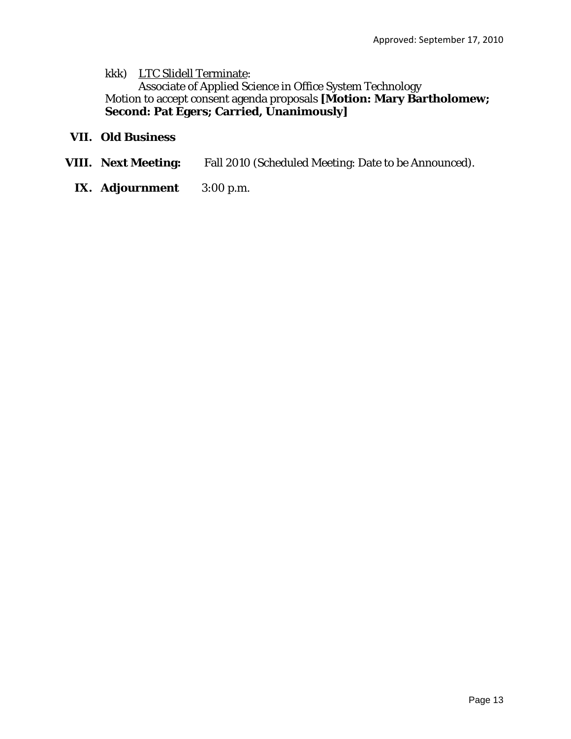Approved: September 17, 2010

kkk) LTC Slidell Terminate:
Associate of Applied Science in Office System Technology
Motion to accept consent agenda proposals **[Motion: Mary Bartholomew; Second: Pat Egers; Carried, Unanimously]**

**VII. Old Business**

**VIII. Next Meeting:** Fall 2010 (Scheduled Meeting: Date to be Announced).

**IX. Adjournment** 3:00 p.m.